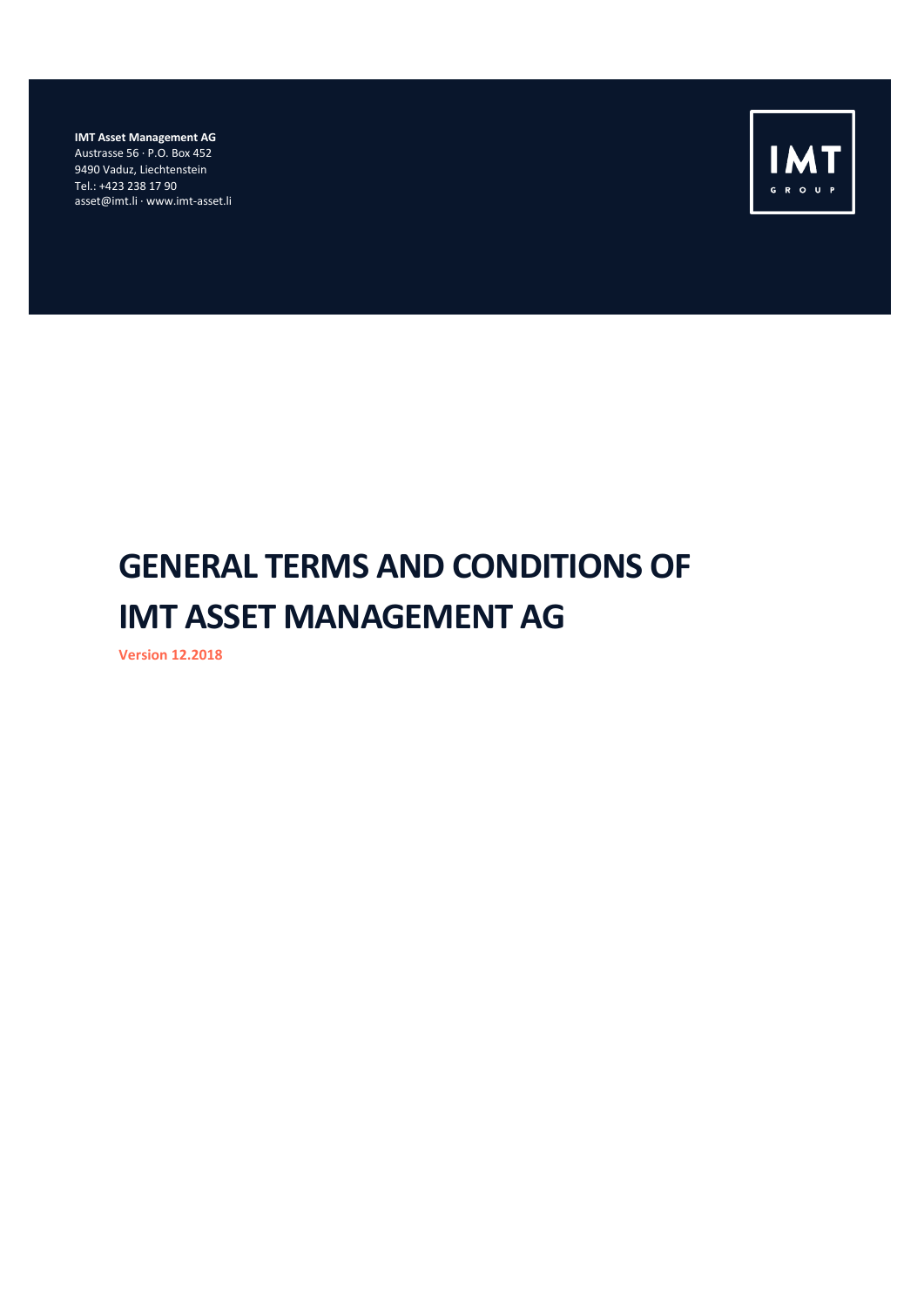**IMT Asset Management AG**
Austrasse 56 · P.O. Box 452
9490 Vaduz, Liechtenstein
Tel.: +423 238 17 90
asset@imt.li · www.imt-asset.li

IMT GROUP

# GENERAL TERMS AND CONDITIONS OF IMT ASSET MANAGEMENT AG

**Version 12.2018**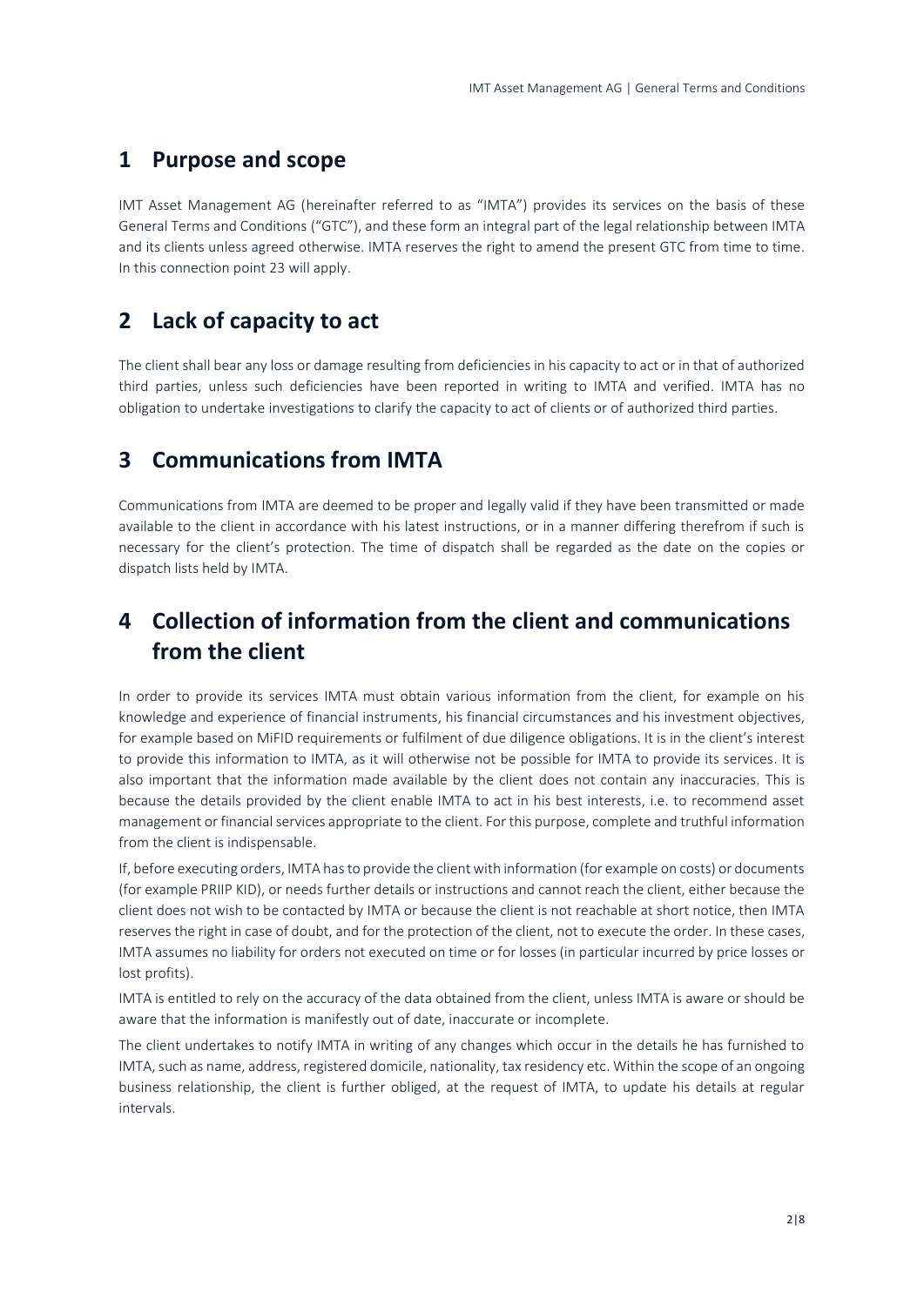## 1 Purpose and scope

IMT Asset Management AG (hereinafter referred to as "IMTA") provides its services on the basis of these General Terms and Conditions ("GTC"), and these form an integral part of the legal relationship between IMTA and its clients unless agreed otherwise. IMTA reserves the right to amend the present GTC from time to time. In this connection point 23 will apply.

## 2 Lack of capacity to act

The client shall bear any loss or damage resulting from deficiencies in his capacity to act or in that of authorized third parties, unless such deficiencies have been reported in writing to IMTA and verified. IMTA has no obligation to undertake investigations to clarify the capacity to act of clients or of authorized third parties.

## 3 Communications from IMTA

Communications from IMTA are deemed to be proper and legally valid if they have been transmitted or made available to the client in accordance with his latest instructions, or in a manner differing therefrom if such is necessary for the client's protection. The time of dispatch shall be regarded as the date on the copies or dispatch lists held by IMTA.

## 4 Collection of information from the client and communications from the client

In order to provide its services IMTA must obtain various information from the client, for example on his knowledge and experience of financial instruments, his financial circumstances and his investment objectives, for example based on MiFID requirements or fulfilment of due diligence obligations. It is in the client's interest to provide this information to IMTA, as it will otherwise not be possible for IMTA to provide its services. It is also important that the information made available by the client does not contain any inaccuracies. This is because the details provided by the client enable IMTA to act in his best interests, i.e. to recommend asset management or financial services appropriate to the client. For this purpose, complete and truthful information from the client is indispensable.

If, before executing orders, IMTA has to provide the client with information (for example on costs) or documents (for example PRIIP KID), or needs further details or instructions and cannot reach the client, either because the client does not wish to be contacted by IMTA or because the client is not reachable at short notice, then IMTA reserves the right in case of doubt, and for the protection of the client, not to execute the order. In these cases, IMTA assumes no liability for orders not executed on time or for losses (in particular incurred by price losses or lost profits).

IMTA is entitled to rely on the accuracy of the data obtained from the client, unless IMTA is aware or should be aware that the information is manifestly out of date, inaccurate or incomplete.

The client undertakes to notify IMTA in writing of any changes which occur in the details he has furnished to IMTA, such as name, address, registered domicile, nationality, tax residency etc. Within the scope of an ongoing business relationship, the client is further obliged, at the request of IMTA, to update his details at regular intervals.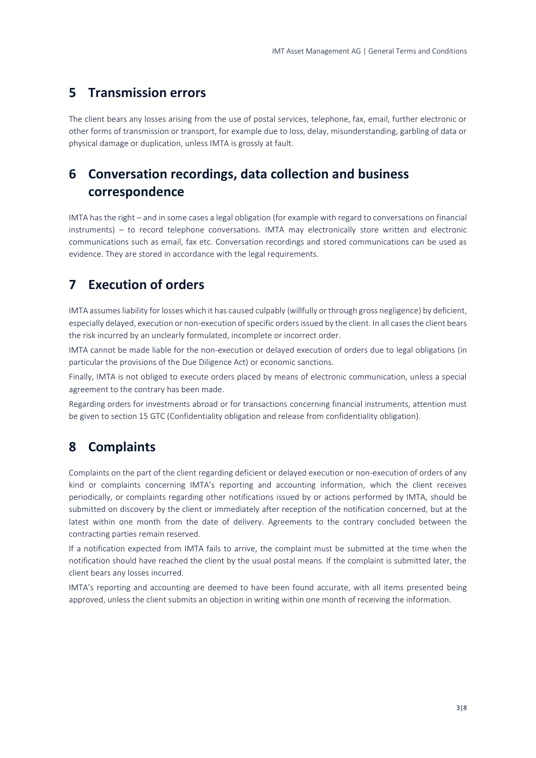## 5 Transmission errors

The client bears any losses arising from the use of postal services, telephone, fax, email, further electronic or other forms of transmission or transport, for example due to loss, delay, misunderstanding, garbling of data or physical damage or duplication, unless IMTA is grossly at fault.

## 6 Conversation recordings, data collection and business correspondence

IMTA has the right – and in some cases a legal obligation (for example with regard to conversations on financial instruments) – to record telephone conversations. IMTA may electronically store written and electronic communications such as email, fax etc. Conversation recordings and stored communications can be used as evidence. They are stored in accordance with the legal requirements.

## 7 Execution of orders

IMTA assumes liability for losses which it has caused culpably (willfully or through gross negligence) by deficient, especially delayed, execution or non-execution of specific orders issued by the client. In all cases the client bears the risk incurred by an unclearly formulated, incomplete or incorrect order.

IMTA cannot be made liable for the non-execution or delayed execution of orders due to legal obligations (in particular the provisions of the Due Diligence Act) or economic sanctions.

Finally, IMTA is not obliged to execute orders placed by means of electronic communication, unless a special agreement to the contrary has been made.

Regarding orders for investments abroad or for transactions concerning financial instruments, attention must be given to section 15 GTC (Confidentiality obligation and release from confidentiality obligation).

## 8 Complaints

Complaints on the part of the client regarding deficient or delayed execution or non-execution of orders of any kind or complaints concerning IMTA's reporting and accounting information, which the client receives periodically, or complaints regarding other notifications issued by or actions performed by IMTA, should be submitted on discovery by the client or immediately after reception of the notification concerned, but at the latest within one month from the date of delivery. Agreements to the contrary concluded between the contracting parties remain reserved.

If a notification expected from IMTA fails to arrive, the complaint must be submitted at the time when the notification should have reached the client by the usual postal means. If the complaint is submitted later, the client bears any losses incurred.

IMTA's reporting and accounting are deemed to have been found accurate, with all items presented being approved, unless the client submits an objection in writing within one month of receiving the information.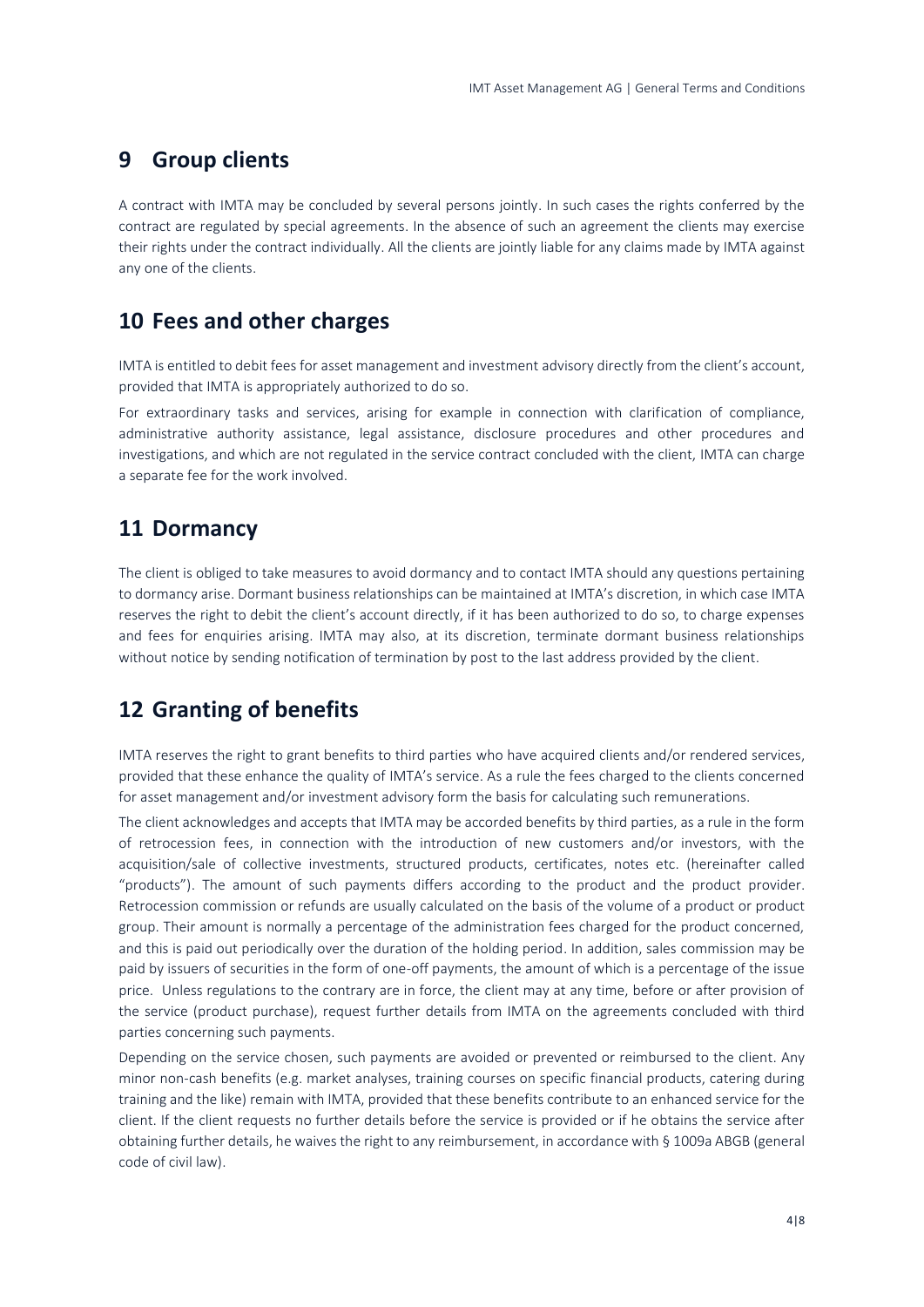## 9 Group clients

A contract with IMTA may be concluded by several persons jointly. In such cases the rights conferred by the contract are regulated by special agreements. In the absence of such an agreement the clients may exercise their rights under the contract individually. All the clients are jointly liable for any claims made by IMTA against any one of the clients.

## 10 Fees and other charges

IMTA is entitled to debit fees for asset management and investment advisory directly from the client's account, provided that IMTA is appropriately authorized to do so.

For extraordinary tasks and services, arising for example in connection with clarification of compliance, administrative authority assistance, legal assistance, disclosure procedures and other procedures and investigations, and which are not regulated in the service contract concluded with the client, IMTA can charge a separate fee for the work involved.

## 11 Dormancy

The client is obliged to take measures to avoid dormancy and to contact IMTA should any questions pertaining to dormancy arise. Dormant business relationships can be maintained at IMTA's discretion, in which case IMTA reserves the right to debit the client's account directly, if it has been authorized to do so, to charge expenses and fees for enquiries arising. IMTA may also, at its discretion, terminate dormant business relationships without notice by sending notification of termination by post to the last address provided by the client.

## 12 Granting of benefits

IMTA reserves the right to grant benefits to third parties who have acquired clients and/or rendered services, provided that these enhance the quality of IMTA's service. As a rule the fees charged to the clients concerned for asset management and/or investment advisory form the basis for calculating such remunerations.

The client acknowledges and accepts that IMTA may be accorded benefits by third parties, as a rule in the form of retrocession fees, in connection with the introduction of new customers and/or investors, with the acquisition/sale of collective investments, structured products, certificates, notes etc. (hereinafter called "products"). The amount of such payments differs according to the product and the product provider. Retrocession commission or refunds are usually calculated on the basis of the volume of a product or product group. Their amount is normally a percentage of the administration fees charged for the product concerned, and this is paid out periodically over the duration of the holding period. In addition, sales commission may be paid by issuers of securities in the form of one-off payments, the amount of which is a percentage of the issue price. Unless regulations to the contrary are in force, the client may at any time, before or after provision of the service (product purchase), request further details from IMTA on the agreements concluded with third parties concerning such payments.

Depending on the service chosen, such payments are avoided or prevented or reimbursed to the client. Any minor non-cash benefits (e.g. market analyses, training courses on specific financial products, catering during training and the like) remain with IMTA, provided that these benefits contribute to an enhanced service for the client. If the client requests no further details before the service is provided or if he obtains the service after obtaining further details, he waives the right to any reimbursement, in accordance with § 1009a ABGB (general code of civil law).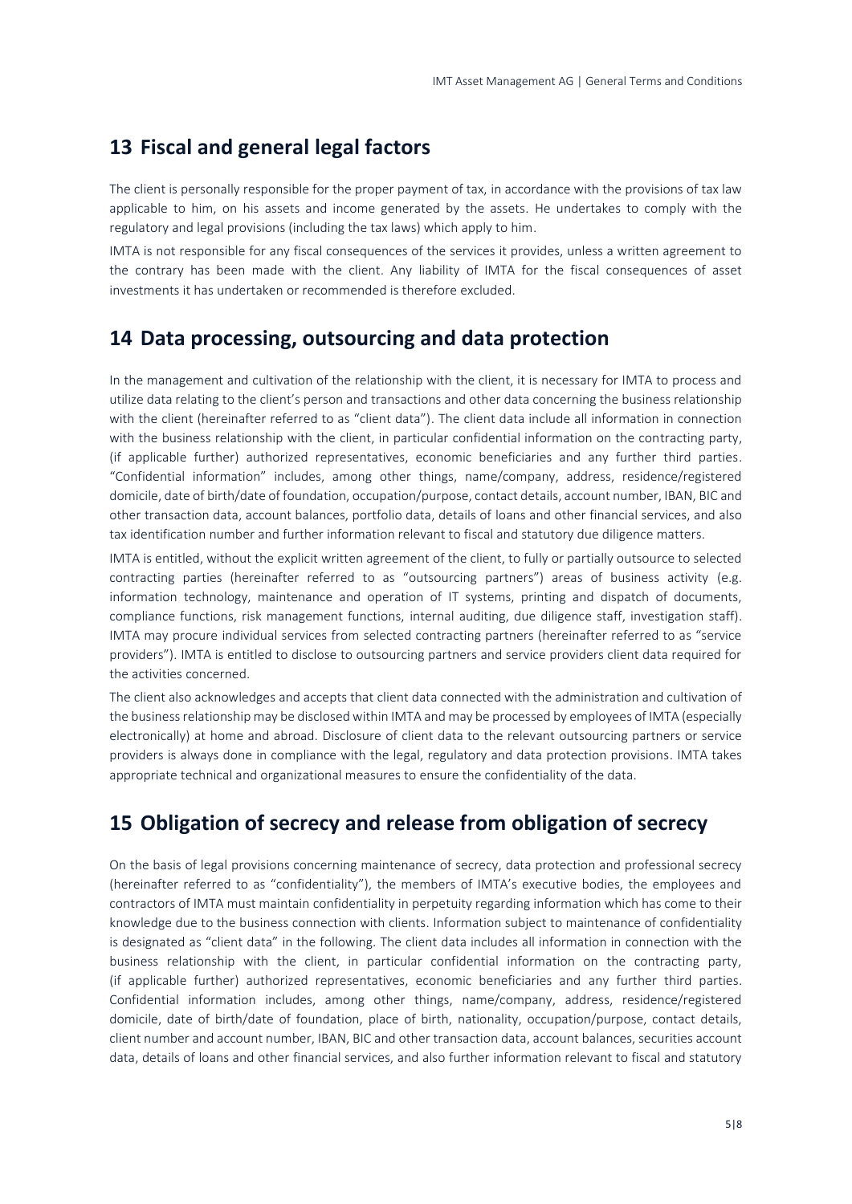## 13 Fiscal and general legal factors

The client is personally responsible for the proper payment of tax, in accordance with the provisions of tax law applicable to him, on his assets and income generated by the assets. He undertakes to comply with the regulatory and legal provisions (including the tax laws) which apply to him.

IMTA is not responsible for any fiscal consequences of the services it provides, unless a written agreement to the contrary has been made with the client. Any liability of IMTA for the fiscal consequences of asset investments it has undertaken or recommended is therefore excluded.

## 14 Data processing, outsourcing and data protection

In the management and cultivation of the relationship with the client, it is necessary for IMTA to process and utilize data relating to the client's person and transactions and other data concerning the business relationship with the client (hereinafter referred to as "client data"). The client data include all information in connection with the business relationship with the client, in particular confidential information on the contracting party, (if applicable further) authorized representatives, economic beneficiaries and any further third parties. "Confidential information" includes, among other things, name/company, address, residence/registered domicile, date of birth/date of foundation, occupation/purpose, contact details, account number, IBAN, BIC and other transaction data, account balances, portfolio data, details of loans and other financial services, and also tax identification number and further information relevant to fiscal and statutory due diligence matters.

IMTA is entitled, without the explicit written agreement of the client, to fully or partially outsource to selected contracting parties (hereinafter referred to as "outsourcing partners") areas of business activity (e.g. information technology, maintenance and operation of IT systems, printing and dispatch of documents, compliance functions, risk management functions, internal auditing, due diligence staff, investigation staff). IMTA may procure individual services from selected contracting partners (hereinafter referred to as "service providers"). IMTA is entitled to disclose to outsourcing partners and service providers client data required for the activities concerned.

The client also acknowledges and accepts that client data connected with the administration and cultivation of the business relationship may be disclosed within IMTA and may be processed by employees of IMTA (especially electronically) at home and abroad. Disclosure of client data to the relevant outsourcing partners or service providers is always done in compliance with the legal, regulatory and data protection provisions. IMTA takes appropriate technical and organizational measures to ensure the confidentiality of the data.

## 15 Obligation of secrecy and release from obligation of secrecy

On the basis of legal provisions concerning maintenance of secrecy, data protection and professional secrecy (hereinafter referred to as "confidentiality"), the members of IMTA's executive bodies, the employees and contractors of IMTA must maintain confidentiality in perpetuity regarding information which has come to their knowledge due to the business connection with clients. Information subject to maintenance of confidentiality is designated as "client data" in the following. The client data includes all information in connection with the business relationship with the client, in particular confidential information on the contracting party, (if applicable further) authorized representatives, economic beneficiaries and any further third parties. Confidential information includes, among other things, name/company, address, residence/registered domicile, date of birth/date of foundation, place of birth, nationality, occupation/purpose, contact details, client number and account number, IBAN, BIC and other transaction data, account balances, securities account data, details of loans and other financial services, and also further information relevant to fiscal and statutory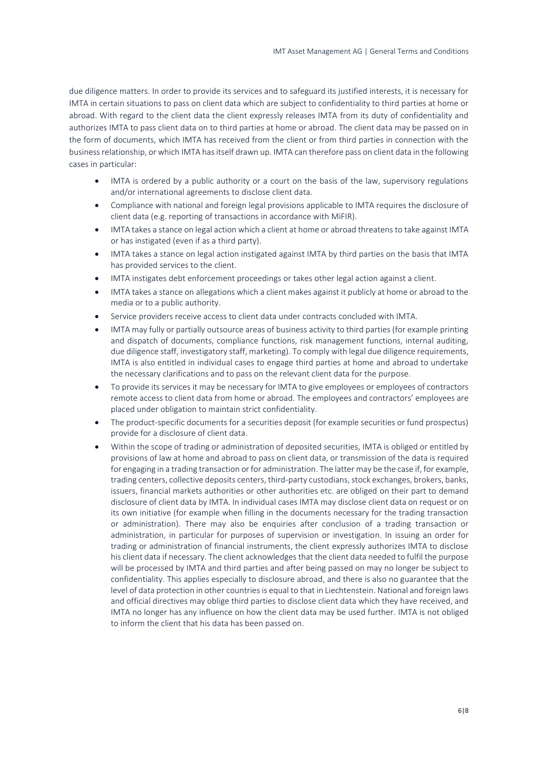due diligence matters. In order to provide its services and to safeguard its justified interests, it is necessary for IMTA in certain situations to pass on client data which are subject to confidentiality to third parties at home or abroad. With regard to the client data the client expressly releases IMTA from its duty of confidentiality and authorizes IMTA to pass client data on to third parties at home or abroad. The client data may be passed on in the form of documents, which IMTA has received from the client or from third parties in connection with the business relationship, or which IMTA has itself drawn up. IMTA can therefore pass on client data in the following cases in particular:

- IMTA is ordered by a public authority or a court on the basis of the law, supervisory regulations and/or international agreements to disclose client data.
- Compliance with national and foreign legal provisions applicable to IMTA requires the disclosure of client data (e.g. reporting of transactions in accordance with MiFIR).
- IMTA takes a stance on legal action which a client at home or abroad threatens to take against IMTA or has instigated (even if as a third party).
- IMTA takes a stance on legal action instigated against IMTA by third parties on the basis that IMTA has provided services to the client.
- IMTA instigates debt enforcement proceedings or takes other legal action against a client.
- IMTA takes a stance on allegations which a client makes against it publicly at home or abroad to the media or to a public authority.
- Service providers receive access to client data under contracts concluded with IMTA.
- IMTA may fully or partially outsource areas of business activity to third parties (for example printing and dispatch of documents, compliance functions, risk management functions, internal auditing, due diligence staff, investigatory staff, marketing). To comply with legal due diligence requirements, IMTA is also entitled in individual cases to engage third parties at home and abroad to undertake the necessary clarifications and to pass on the relevant client data for the purpose.
- To provide its services it may be necessary for IMTA to give employees or employees of contractors remote access to client data from home or abroad. The employees and contractors' employees are placed under obligation to maintain strict confidentiality.
- The product-specific documents for a securities deposit (for example securities or fund prospectus) provide for a disclosure of client data.
- Within the scope of trading or administration of deposited securities, IMTA is obliged or entitled by provisions of law at home and abroad to pass on client data, or transmission of the data is required for engaging in a trading transaction or for administration. The latter may be the case if, for example, trading centers, collective deposits centers, third-party custodians, stock exchanges, brokers, banks, issuers, financial markets authorities or other authorities etc. are obliged on their part to demand disclosure of client data by IMTA. In individual cases IMTA may disclose client data on request or on its own initiative (for example when filling in the documents necessary for the trading transaction or administration). There may also be enquiries after conclusion of a trading transaction or administration, in particular for purposes of supervision or investigation. In issuing an order for trading or administration of financial instruments, the client expressly authorizes IMTA to disclose his client data if necessary. The client acknowledges that the client data needed to fulfil the purpose will be processed by IMTA and third parties and after being passed on may no longer be subject to confidentiality. This applies especially to disclosure abroad, and there is also no guarantee that the level of data protection in other countries is equal to that in Liechtenstein. National and foreign laws and official directives may oblige third parties to disclose client data which they have received, and IMTA no longer has any influence on how the client data may be used further. IMTA is not obliged to inform the client that his data has been passed on.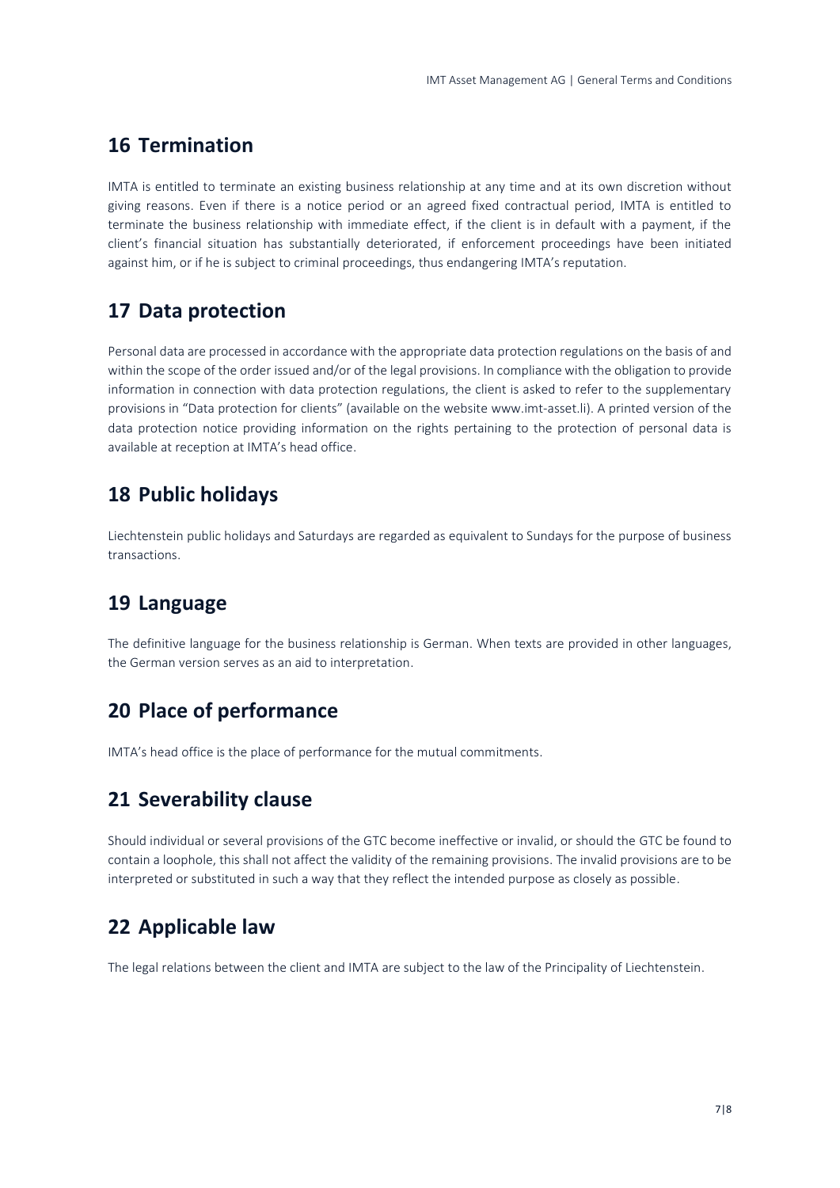## 16 Termination

IMTA is entitled to terminate an existing business relationship at any time and at its own discretion without giving reasons. Even if there is a notice period or an agreed fixed contractual period, IMTA is entitled to terminate the business relationship with immediate effect, if the client is in default with a payment, if the client's financial situation has substantially deteriorated, if enforcement proceedings have been initiated against him, or if he is subject to criminal proceedings, thus endangering IMTA's reputation.

## 17 Data protection

Personal data are processed in accordance with the appropriate data protection regulations on the basis of and within the scope of the order issued and/or of the legal provisions. In compliance with the obligation to provide information in connection with data protection regulations, the client is asked to refer to the supplementary provisions in "Data protection for clients" (available on the website www.imt-asset.li). A printed version of the data protection notice providing information on the rights pertaining to the protection of personal data is available at reception at IMTA's head office.

## 18 Public holidays

Liechtenstein public holidays and Saturdays are regarded as equivalent to Sundays for the purpose of business transactions.

## 19 Language

The definitive language for the business relationship is German. When texts are provided in other languages, the German version serves as an aid to interpretation.

## 20 Place of performance

IMTA's head office is the place of performance for the mutual commitments.

## 21 Severability clause

Should individual or several provisions of the GTC become ineffective or invalid, or should the GTC be found to contain a loophole, this shall not affect the validity of the remaining provisions. The invalid provisions are to be interpreted or substituted in such a way that they reflect the intended purpose as closely as possible.

## 22 Applicable law

The legal relations between the client and IMTA are subject to the law of the Principality of Liechtenstein.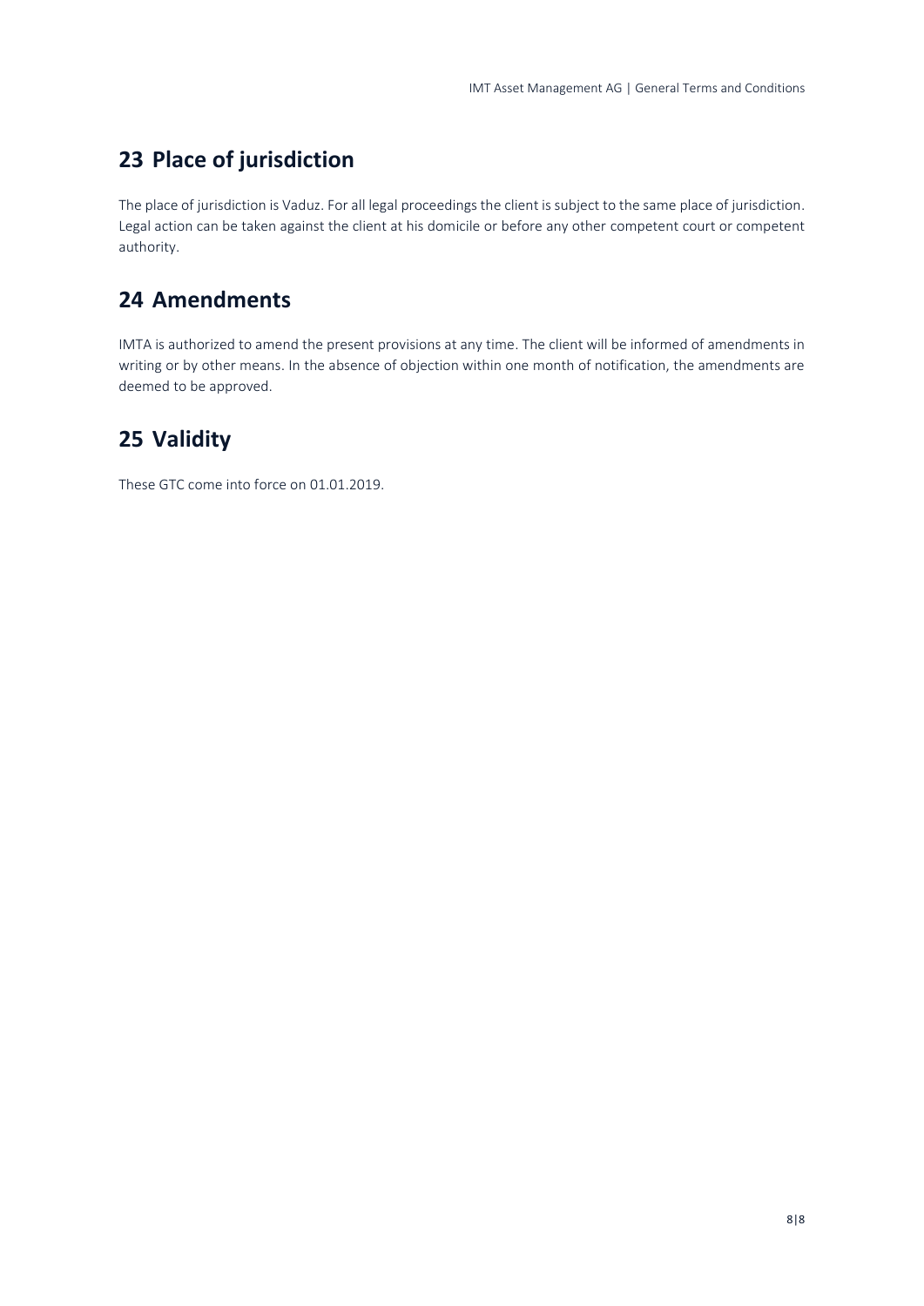## 23 Place of jurisdiction

The place of jurisdiction is Vaduz. For all legal proceedings the client is subject to the same place of jurisdiction. Legal action can be taken against the client at his domicile or before any other competent court or competent authority.

## 24 Amendments

IMTA is authorized to amend the present provisions at any time. The client will be informed of amendments in writing or by other means. In the absence of objection within one month of notification, the amendments are deemed to be approved.

## 25 Validity

These GTC come into force on 01.01.2019.